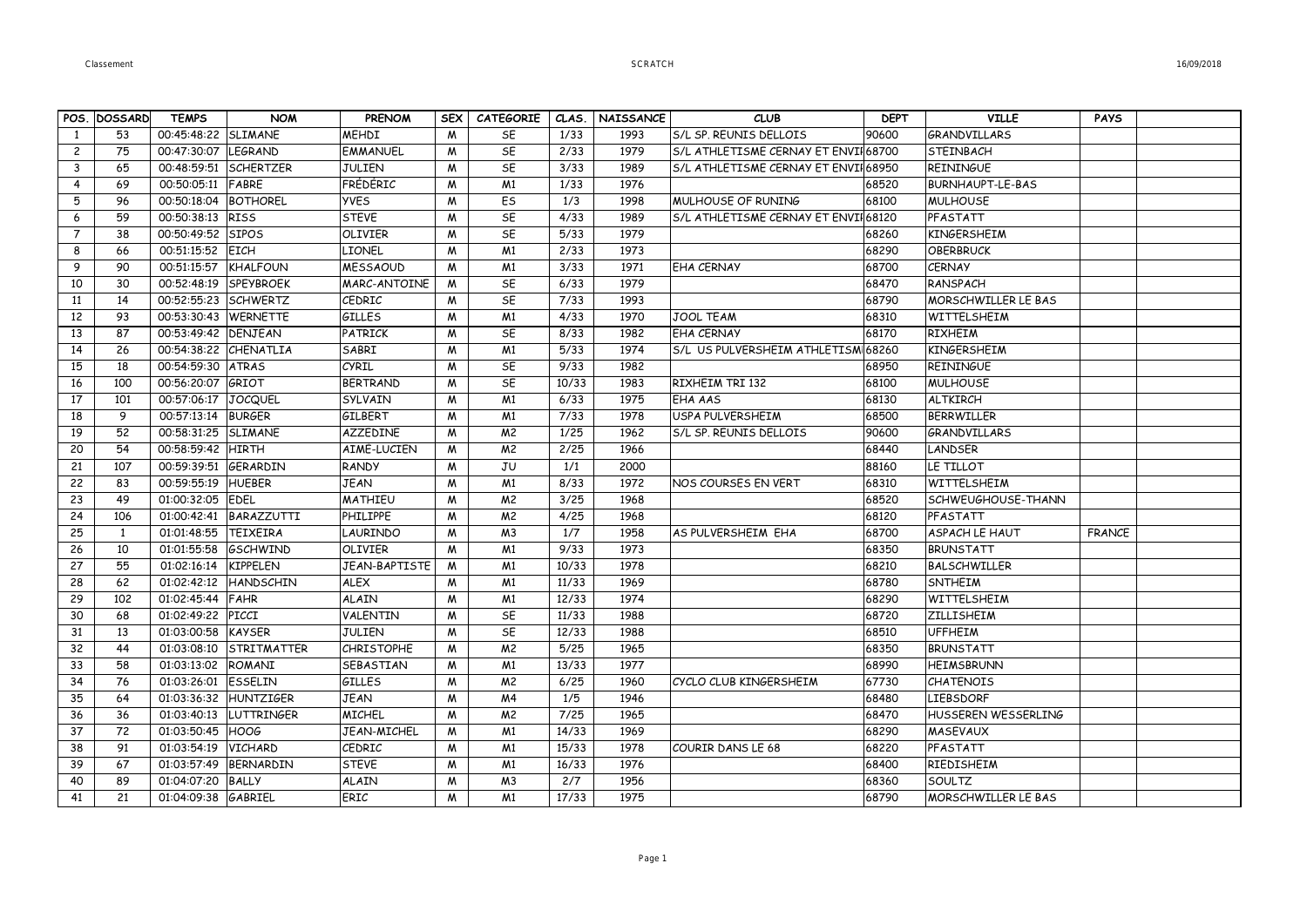| POS. | DOSSARD | TEMPS | NOM | PRENOM | SEX | CATEGORIE | CLAS. | NAISSANCE | CLUB | DEPT | VILLE | PAYS | |
|---|---|---|---|---|---|---|---|---|---|---|---|---|---|
| 1 | 53 | 00:45:48:22 | SLIMANE | MEHDI | M | SE | 1/33 | 1993 | S/L SP. REUNIS DELLOIS | 90600 | GRANDVILLARS | | |
| 2 | 75 | 00:47:30:07 | LEGRAND | EMMANUEL | M | SE | 2/33 | 1979 | S/L ATHLETISME CERNAY ET ENVII | 68700 | STEINBACH | | |
| 3 | 65 | 00:48:59:51 | SCHERTZER | JULIEN | M | SE | 3/33 | 1989 | S/L ATHLETISME CERNAY ET ENVII | 68950 | REININGUE | | |
| 4 | 69 | 00:50:05:11 | FABRE | FRÉDÉRIC | M | M1 | 1/33 | 1976 | | 68520 | BURNHAUPT-LE-BAS | | |
| 5 | 96 | 00:50:18:04 | BOTHOREL | YVES | M | ES | 1/3 | 1998 | MULHOUSE OF RUNING | 68100 | MULHOUSE | | |
| 6 | 59 | 00:50:38:13 | RISS | STEVE | M | SE | 4/33 | 1989 | S/L ATHLETISME CERNAY ET ENVII | 68120 | PFASTATT | | |
| 7 | 38 | 00:50:49:52 | SIPOS | OLIVIER | M | SE | 5/33 | 1979 | | 68260 | KINGERSHEIM | | |
| 8 | 66 | 00:51:15:52 | EICH | LIONEL | M | M1 | 2/33 | 1973 | | 68290 | OBERBRUCK | | |
| 9 | 90 | 00:51:15:57 | KHALFOUN | MESSAOUD | M | M1 | 3/33 | 1971 | EHA CERNAY | 68700 | CERNAY | | |
| 10 | 30 | 00:52:48:19 | SPEYBROEK | MARC-ANTOINE | M | SE | 6/33 | 1979 | | 68470 | RANSPACH | | |
| 11 | 14 | 00:52:55:23 | SCHWERTZ | CEDRIC | M | SE | 7/33 | 1993 | | 68790 | MORSCHWILLER LE BAS | | |
| 12 | 93 | 00:53:30:43 | WERNETTE | GILLES | M | M1 | 4/33 | 1970 | JOOL TEAM | 68310 | WITTELSHEIM | | |
| 13 | 87 | 00:53:49:42 | DENJEAN | PATRICK | M | SE | 8/33 | 1982 | EHA CERNAY | 68170 | RIXHEIM | | |
| 14 | 26 | 00:54:38:22 | CHENATLIA | SABRI | M | M1 | 5/33 | 1974 | S/L US PULVERSHEIM ATHLETISM | 68260 | KINGERSHEIM | | |
| 15 | 18 | 00:54:59:30 | ATRAS | CYRIL | M | SE | 9/33 | 1982 | | 68950 | REININGUE | | |
| 16 | 100 | 00:56:20:07 | GRIOT | BERTRAND | M | SE | 10/33 | 1983 | RIXHEIM TRI 132 | 68100 | MULHOUSE | | |
| 17 | 101 | 00:57:06:17 | JOCQUEL | SYLVAIN | M | M1 | 6/33 | 1975 | EHA AAS | 68130 | ALTKIRCH | | |
| 18 | 9 | 00:57:13:14 | BURGER | GILBERT | M | M1 | 7/33 | 1978 | USPA PULVERSHEIM | 68500 | BERRWILLER | | |
| 19 | 52 | 00:58:31:25 | SLIMANE | AZZEDINE | M | M2 | 1/25 | 1962 | S/L SP. REUNIS DELLOIS | 90600 | GRANDVILLARS | | |
| 20 | 54 | 00:58:59:42 | HIRTH | AIMÉ-LUCIEN | M | M2 | 2/25 | 1966 | | 68440 | LANDSER | | |
| 21 | 107 | 00:59:39:51 | GERARDIN | RANDY | M | JU | 1/1 | 2000 | | 88160 | LE TILLOT | | |
| 22 | 83 | 00:59:55:19 | HUEBER | JEAN | M | M1 | 8/33 | 1972 | NOS COURSES EN VERT | 68310 | WITTELSHEIM | | |
| 23 | 49 | 01:00:32:05 | EDEL | MATHIEU | M | M2 | 3/25 | 1968 | | 68520 | SCHWEUGHOUSE-THANN | | |
| 24 | 106 | 01:00:42:41 | BARAZZUTTI | PHILIPPE | M | M2 | 4/25 | 1968 | | 68120 | PFASTATT | | |
| 25 | 1 | 01:01:48:55 | TEIXEIRA | LAURINDO | M | M3 | 1/7 | 1958 | AS PULVERSHEIM EHA | 68700 | ASPACH LE HAUT | FRANCE | |
| 26 | 10 | 01:01:55:58 | GSCHWIND | OLIVIER | M | M1 | 9/33 | 1973 | | 68350 | BRUNSTATT | | |
| 27 | 55 | 01:02:16:14 | KIPPELEN | JEAN-BAPTISTE | M | M1 | 10/33 | 1978 | | 68210 | BALSCHWILLER | | |
| 28 | 62 | 01:02:42:12 | HANDSCHIN | ALEX | M | M1 | 11/33 | 1969 | | 68780 | SNTHEIM | | |
| 29 | 102 | 01:02:45:44 | FAHR | ALAIN | M | M1 | 12/33 | 1974 | | 68290 | WITTELSHEIM | | |
| 30 | 68 | 01:02:49:22 | PICCI | VALENTIN | M | SE | 11/33 | 1988 | | 68720 | ZILLISHEIM | | |
| 31 | 13 | 01:03:00:58 | KAYSER | JULIEN | M | SE | 12/33 | 1988 | | 68510 | UFFHEIM | | |
| 32 | 44 | 01:03:08:10 | STRITMATTER | CHRISTOPHE | M | M2 | 5/25 | 1965 | | 68350 | BRUNSTATT | | |
| 33 | 58 | 01:03:13:02 | ROMANI | SEBASTIAN | M | M1 | 13/33 | 1977 | | 68990 | HEIMSBRUNN | | |
| 34 | 76 | 01:03:26:01 | ESSELIN | GILLES | M | M2 | 6/25 | 1960 | CYCLO CLUB KINGERSHEIM | 67730 | CHATENOIS | | |
| 35 | 64 | 01:03:36:32 | HUNTZIGER | JEAN | M | M4 | 1/5 | 1946 | | 68480 | LIEBSDORF | | |
| 36 | 36 | 01:03:40:13 | LUTTRINGER | MICHEL | M | M2 | 7/25 | 1965 | | 68470 | HUSSEREN WESSERLING | | |
| 37 | 72 | 01:03:50:45 | HOOG | JEAN-MICHEL | M | M1 | 14/33 | 1969 | | 68290 | MASEVAUX | | |
| 38 | 91 | 01:03:54:19 | VICHARD | CEDRIC | M | M1 | 15/33 | 1978 | COURIR DANS LE 68 | 68220 | PFASTATT | | |
| 39 | 67 | 01:03:57:49 | BERNARDIN | STEVE | M | M1 | 16/33 | 1976 | | 68400 | RIEDISHEIM | | |
| 40 | 89 | 01:04:07:20 | BALLY | ALAIN | M | M3 | 2/7 | 1956 | | 68360 | SOULTZ | | |
| 41 | 21 | 01:04:09:38 | GABRIEL | ERIC | M | M1 | 17/33 | 1975 | | 68790 | MORSCHWILLER LE BAS | | |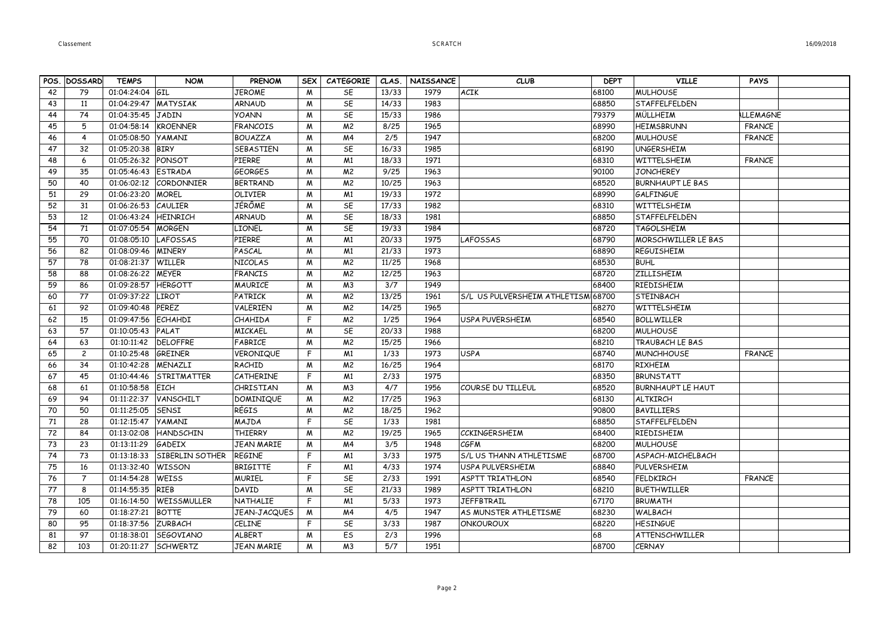| POS. | DOSSARD | TEMPS | NOM | PRENOM | SEX | CATEGORIE | CLAS. | NAISSANCE | CLUB | DEPT | VILLE | PAYS | |
|---|---|---|---|---|---|---|---|---|---|---|---|---|---|
| 42 | 79 | 01:04:24:04 | GIL | JEROME | M | SE | 13/33 | 1979 | ACIK | 68100 | MULHOUSE | | |
| 43 | 11 | 01:04:29:47 | MATYSIAK | ARNAUD | M | SE | 14/33 | 1983 | | 68850 | STAFFELFELDEN | | |
| 44 | 74 | 01:04:35:45 | JADIN | YOANN | M | SE | 15/33 | 1986 | | 79379 | MÜLLHEIM | ALLEMAGNE | |
| 45 | 5 | 01:04:58:14 | KROENNER | FRANCOIS | M | M2 | 8/25 | 1965 | | 68990 | HEIMSBRUNN | FRANCE | |
| 46 | 4 | 01:05:08:50 | YAMANI | BOUAZZA | M | M4 | 2/5 | 1947 | | 68200 | MULHOUSE | FRANCE | |
| 47 | 32 | 01:05:20:38 | BIRY | SEBASTIEN | M | SE | 16/33 | 1985 | | 68190 | UNGERSHEIM | | |
| 48 | 6 | 01:05:26:32 | PONSOT | PIERRE | M | M1 | 18/33 | 1971 | | 68310 | WITTELSHEIM | FRANCE | |
| 49 | 35 | 01:05:46:43 | ESTRADA | GEORGES | M | M2 | 9/25 | 1963 | | 90100 | JONCHEREY | | |
| 50 | 40 | 01:06:02:12 | CORDONNIER | BERTRAND | M | M2 | 10/25 | 1963 | | 68520 | BURNHAUPT LE BAS | | |
| 51 | 29 | 01:06:23:20 | MOREL | OLIVIER | M | M1 | 19/33 | 1972 | | 68990 | GALFINGUE | | |
| 52 | 31 | 01:06:26:53 | CAULIER | JÉRÔME | M | SE | 17/33 | 1982 | | 68310 | WITTELSHEIM | | |
| 53 | 12 | 01:06:43:24 | HEINRICH | ARNAUD | M | SE | 18/33 | 1981 | | 68850 | STAFFELFELDEN | | |
| 54 | 71 | 01:07:05:54 | MORGEN | LIONEL | M | SE | 19/33 | 1984 | | 68720 | TAGOLSHEIM | | |
| 55 | 70 | 01:08:05:10 | LAFOSSAS | PIERRE | M | M1 | 20/33 | 1975 | LAFOSSAS | 68790 | MORSCHWILLER LE BAS | | |
| 56 | 82 | 01:08:09:46 | MINERY | PASCAL | M | M1 | 21/33 | 1973 | | 68890 | REGUISHEIM | | |
| 57 | 78 | 01:08:21:37 | WILLER | NICOLAS | M | M2 | 11/25 | 1968 | | 68530 | BUHL | | |
| 58 | 88 | 01:08:26:22 | MEYER | FRANCIS | M | M2 | 12/25 | 1963 | | 68720 | ZILLISHEIM | | |
| 59 | 86 | 01:09:28:57 | HERGOTT | MAURICE | M | M3 | 3/7 | 1949 | | 68400 | RIEDISHEIM | | |
| 60 | 77 | 01:09:37:22 | LIROT | PATRICK | M | M2 | 13/25 | 1961 | S/L US PULVERSHEIM ATHLETISM | 68700 | STEINBACH | | |
| 61 | 92 | 01:09:40:48 | PEREZ | VALERIEN | M | M2 | 14/25 | 1965 | | 68270 | WITTELSHEIM | | |
| 62 | 15 | 01:09:47:56 | ECHAHDI | CHAHIDA | F | M2 | 1/25 | 1964 | USPA PUVERSHEIM | 68540 | BOLLWILLER | | |
| 63 | 57 | 01:10:05:43 | PALAT | MICKAEL | M | SE | 20/33 | 1988 | | 68200 | MULHOUSE | | |
| 64 | 63 | 01:10:11:42 | DELOFFRE | FABRICE | M | M2 | 15/25 | 1966 | | 68210 | TRAUBACH LE BAS | | |
| 65 | 2 | 01:10:25:48 | GREINER | VERONIQUE | F | M1 | 1/33 | 1973 | USPA | 68740 | MUNCHHOUSE | FRANCE | |
| 66 | 34 | 01:10:42:28 | MENAZLI | RACHID | M | M2 | 16/25 | 1964 | | 68170 | RIXHEIM | | |
| 67 | 45 | 01:10:44:46 | STRITMATTER | CATHERINE | F | M1 | 2/33 | 1975 | | 68350 | BRUNSTATT | | |
| 68 | 61 | 01:10:58:58 | EICH | CHRISTIAN | M | M3 | 4/7 | 1956 | COURSE DU TILLEUL | 68520 | BURNHAUPT LE HAUT | | |
| 69 | 94 | 01:11:22:37 | VANSCHILT | DOMINIQUE | M | M2 | 17/25 | 1963 | | 68130 | ALTKIRCH | | |
| 70 | 50 | 01:11:25:05 | SENSI | RÉGIS | M | M2 | 18/25 | 1962 | | 90800 | BAVILLIERS | | |
| 71 | 28 | 01:12:15:47 | YAMANI | MAJDA | F | SE | 1/33 | 1981 | | 68850 | STAFFELFELDEN | | |
| 72 | 84 | 01:13:02:08 | HANDSCHIN | THIERRY | M | M2 | 19/25 | 1965 | CCKINGERSHEIM | 68400 | RIEDISHEIM | | |
| 73 | 23 | 01:13:11:29 | GADEIX | JEAN MARIE | M | M4 | 3/5 | 1948 | CGFM | 68200 | MULHOUSE | | |
| 74 | 73 | 01:13:18:33 | SIBERLIN SOTHER | REGINE | F | M1 | 3/33 | 1975 | S/L US THANN ATHLETISME | 68700 | ASPACH-MICHELBACH | | |
| 75 | 16 | 01:13:32:40 | WISSON | BRIGITTE | F | M1 | 4/33 | 1974 | USPA PULVERSHEIM | 68840 | PULVERSHEIM | | |
| 76 | 7 | 01:14:54:28 | WEISS | MURIEL | F | SE | 2/33 | 1991 | ASPTT TRIATHLON | 68540 | FELDKIRCH | FRANCE | |
| 77 | 8 | 01:14:55:35 | RIEB | DAVID | M | SE | 21/33 | 1989 | ASPTT TRIATHLON | 68210 | BUETHWILLER | | |
| 78 | 105 | 01:16:14:50 | WEISSMULLER | NATHALIE | F | M1 | 5/33 | 1973 | JEFFBTRAIL | 67170 | BRUMATH | | |
| 79 | 60 | 01:18:27:21 | BOTTE | JEAN-JACQUES | M | M4 | 4/5 | 1947 | AS MUNSTER ATHLETISME | 68230 | WALBACH | | |
| 80 | 95 | 01:18:37:56 | ZURBACH | CELINE | F | SE | 3/33 | 1987 | ONKOUROUX | 68220 | HESINGUE | | |
| 81 | 97 | 01:18:38:01 | SEGOVIANO | ALBERT | M | ES | 2/3 | 1996 | | 68 | ATTENSCHWILLER | | |
| 82 | 103 | 01:20:11:27 | SCHWERTZ | JEAN MARIE | M | M3 | 5/7 | 1951 | | 68700 | CERNAY | | |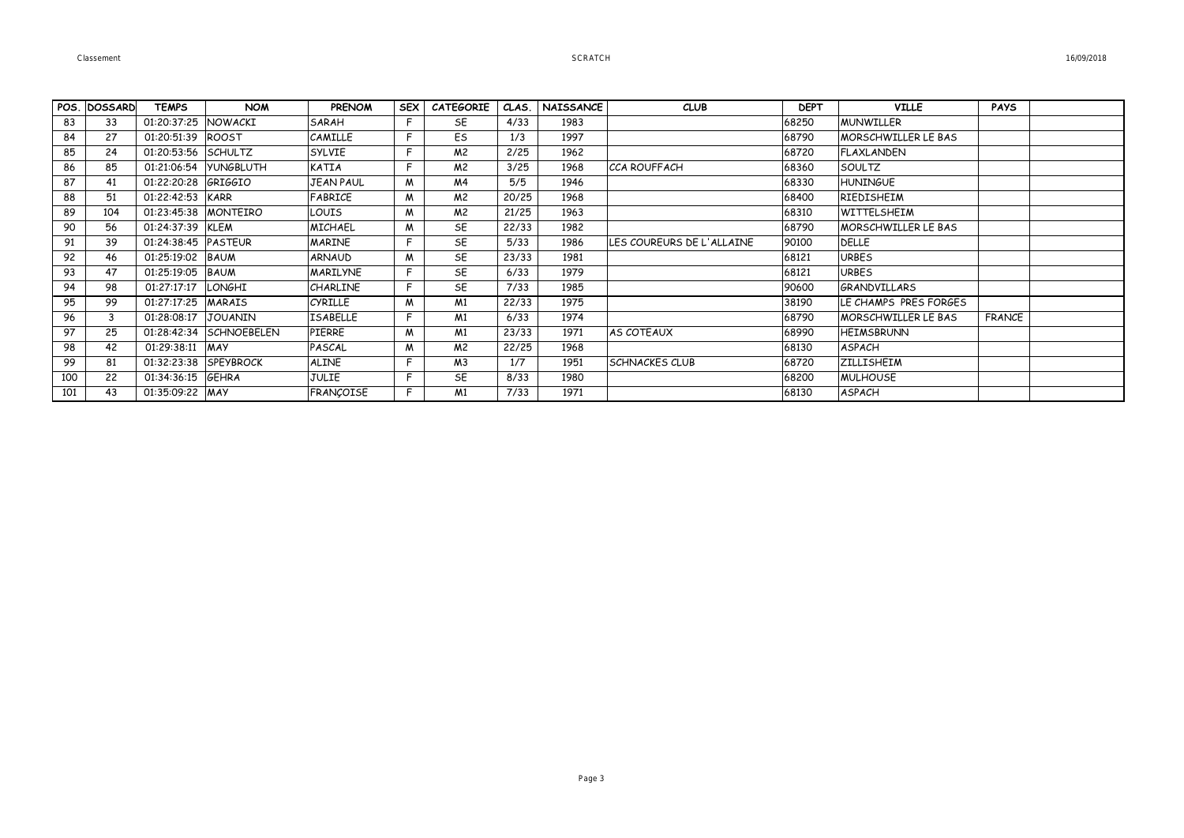| POS. | DOSSARD | TEMPS | NOM | PRENOM | SEX | CATEGORIE | CLAS. | NAISSANCE | CLUB | DEPT | VILLE | PAYS | |
|---|---|---|---|---|---|---|---|---|---|---|---|---|---|
| 83 | 33 | 01:20:37:25 | NOWACKI | SARAH | F | SE | 4/33 | 1983 | | 68250 | MUNWILLER | | |
| 84 | 27 | 01:20:51:39 | ROOST | CAMILLE | F | ES | 1/3 | 1997 | | 68790 | MORSCHWILLER LE BAS | | |
| 85 | 24 | 01:20:53:56 | SCHULTZ | SYLVIE | F | M2 | 2/25 | 1962 | | 68720 | FLAXLANDEN | | |
| 86 | 85 | 01:21:06:54 | YUNGBLUTH | KATIA | F | M2 | 3/25 | 1968 | CCA ROUFFACH | 68360 | SOULTZ | | |
| 87 | 41 | 01:22:20:28 | GRIGGIO | JEAN PAUL | M | M4 | 5/5 | 1946 | | 68330 | HUNINGUE | | |
| 88 | 51 | 01:22:42:53 | KARR | FABRICE | M | M2 | 20/25 | 1968 | | 68400 | RIEDISHEIM | | |
| 89 | 104 | 01:23:45:38 | MONTEIRO | LOUIS | M | M2 | 21/25 | 1963 | | 68310 | WITTELSHEIM | | |
| 90 | 56 | 01:24:37:39 | KLEM | MICHAEL | M | SE | 22/33 | 1982 | | 68790 | MORSCHWILLER LE BAS | | |
| 91 | 39 | 01:24:38:45 | PASTEUR | MARINE | F | SE | 5/33 | 1986 | LES COUREURS DE L'ALLAINE | 90100 | DELLE | | |
| 92 | 46 | 01:25:19:02 | BAUM | ARNAUD | M | SE | 23/33 | 1981 | | 68121 | URBES | | |
| 93 | 47 | 01:25:19:05 | BAUM | MARILYNE | F | SE | 6/33 | 1979 | | 68121 | URBES | | |
| 94 | 98 | 01:27:17:17 | LONGHI | CHARLINE | F | SE | 7/33 | 1985 | | 90600 | GRANDVILLARS | | |
| 95 | 99 | 01:27:17:25 | MARAIS | CYRILLE | M | M1 | 22/33 | 1975 | | 38190 | LE CHAMPS PRES FORGES | | |
| 96 | 3 | 01:28:08:17 | JOUANIN | ISABELLE | F | M1 | 6/33 | 1974 | | 68790 | MORSCHWILLER LE BAS | FRANCE | |
| 97 | 25 | 01:28:42:34 | SCHNOEBELEN | PIERRE | M | M1 | 23/33 | 1971 | AS COTEAUX | 68990 | HEIMSBRUNN | | |
| 98 | 42 | 01:29:38:11 | MAY | PASCAL | M | M2 | 22/25 | 1968 | | 68130 | ASPACH | | |
| 99 | 81 | 01:32:23:38 | SPEYBROCK | ALINE | F | M3 | 1/7 | 1951 | SCHNACKES CLUB | 68720 | ZILLISHEIM | | |
| 100 | 22 | 01:34:36:15 | GEHRA | JULIE | F | SE | 8/33 | 1980 | | 68200 | MULHOUSE | | |
| 101 | 43 | 01:35:09:22 | MAY | FRANÇOISE | F | M1 | 7/33 | 1971 | | 68130 | ASPACH | | |